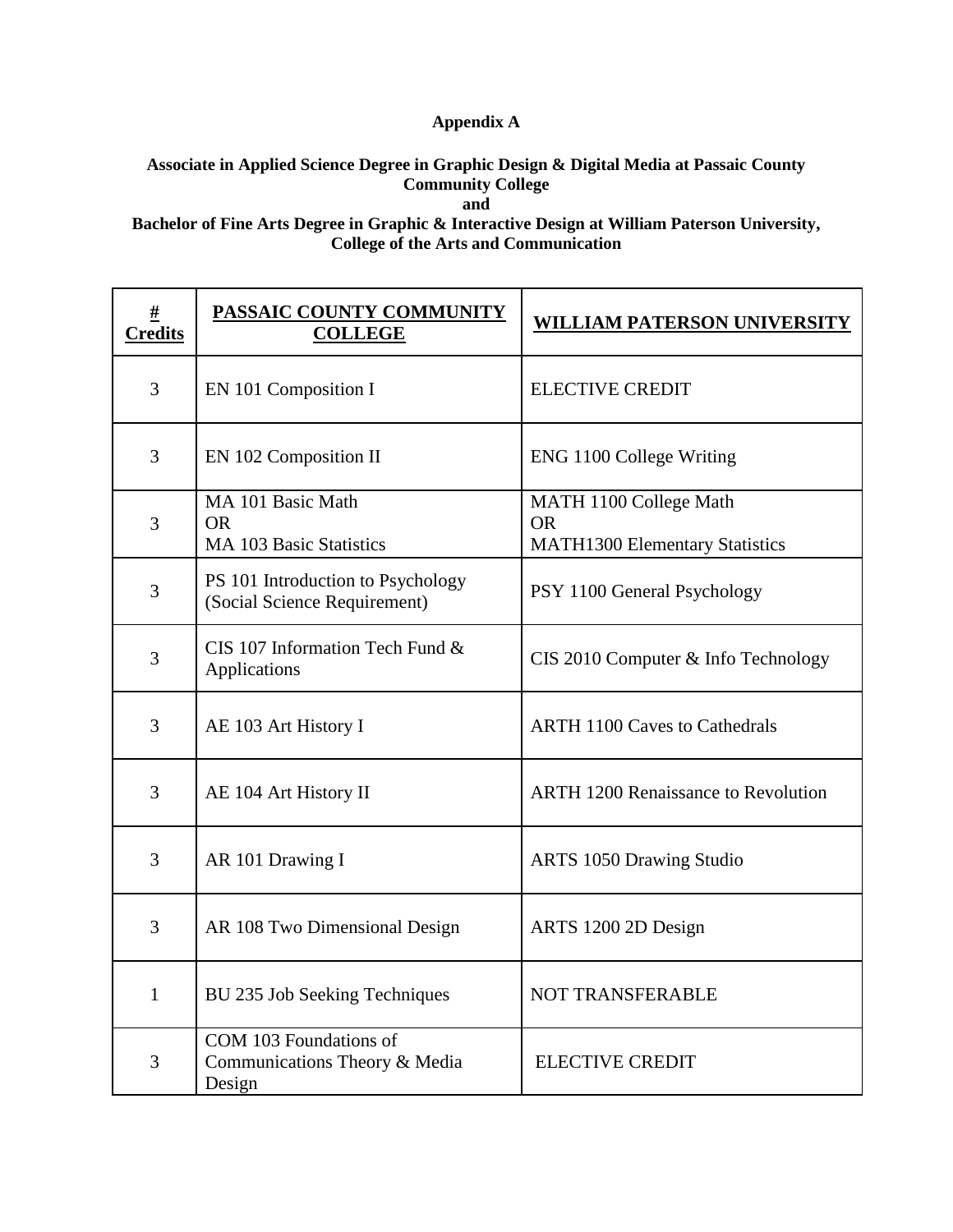**Appendix A**

**Associate in Applied Science Degree in Graphic Design & Digital Media at Passaic County Community College**
**and**
**Bachelor of Fine Arts Degree in Graphic & Interactive Design at William Paterson University, College of the Arts and Communication**

| # Credits | PASSAIC COUNTY COMMUNITY COLLEGE | WILLIAM PATERSON UNIVERSITY |
|---|---|---|
| 3 | EN 101 Composition I | ELECTIVE CREDIT |
| 3 | EN 102 Composition II | ENG 1100 College Writing |
| 3 | MA 101 Basic Math<br>OR<br>MA 103 Basic Statistics | MATH 1100 College Math<br>OR<br>MATH1300 Elementary Statistics |
| 3 | PS 101 Introduction to Psychology (Social Science Requirement) | PSY 1100 General Psychology |
| 3 | CIS 107 Information Tech Fund & Applications | CIS 2010 Computer & Info Technology |
| 3 | AE 103 Art History I | ARTH 1100 Caves to Cathedrals |
| 3 | AE 104 Art History II | ARTH 1200 Renaissance to Revolution |
| 3 | AR 101 Drawing I | ARTS 1050 Drawing Studio |
| 3 | AR 108 Two Dimensional Design | ARTS 1200 2D Design |
| 1 | BU 235 Job Seeking Techniques | NOT TRANSFERABLE |
| 3 | COM 103 Foundations of Communications Theory & Media Design | ELECTIVE CREDIT |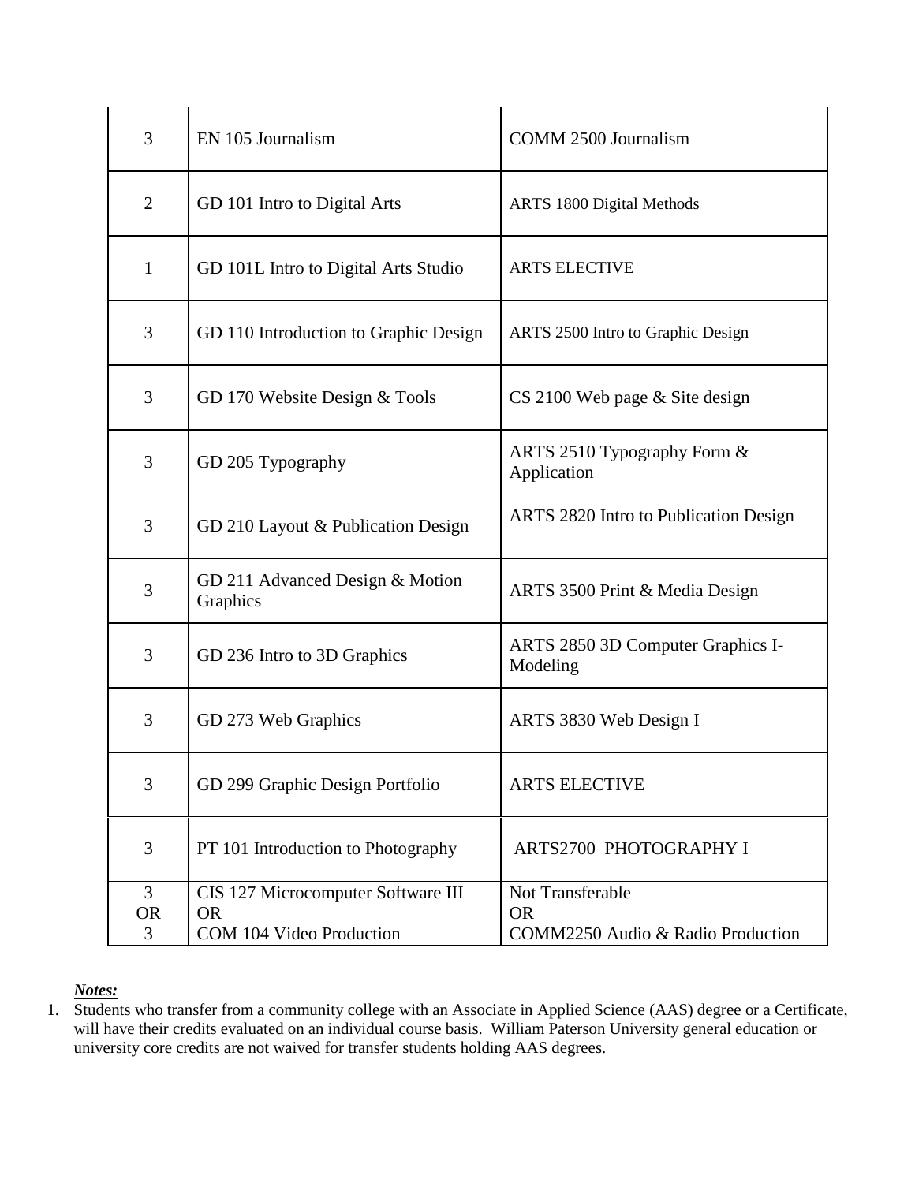| | | |
|---|---|---|
| 3 | EN 105 Journalism | COMM 2500 Journalism |
| 2 | GD 101 Intro to Digital Arts | ARTS 1800 Digital Methods |
| 1 | GD 101L Intro to Digital Arts Studio | ARTS ELECTIVE |
| 3 | GD 110 Introduction to Graphic Design | ARTS 2500 Intro to Graphic Design |
| 3 | GD 170 Website Design & Tools | CS 2100 Web page & Site design |
| 3 | GD 205 Typography | ARTS 2510 Typography Form & Application |
| 3 | GD 210 Layout & Publication Design | ARTS 2820 Intro to Publication Design |
| 3 | GD 211 Advanced Design & Motion Graphics | ARTS 3500 Print & Media Design |
| 3 | GD 236 Intro to 3D Graphics | ARTS 2850 3D Computer Graphics I-Modeling |
| 3 | GD 273 Web Graphics | ARTS 3830 Web Design I |
| 3 | GD 299 Graphic Design Portfolio | ARTS ELECTIVE |
| 3 | PT 101 Introduction to Photography | ARTS2700 PHOTOGRAPHY I |
| 3<br>OR<br>3 | CIS 127 Microcomputer Software III<br>OR<br>COM 104 Video Production | Not Transferable<br>OR<br>COMM2250 Audio & Radio Production |

***Notes:***

1. Students who transfer from a community college with an Associate in Applied Science (AAS) degree or a Certificate, will have their credits evaluated on an individual course basis. William Paterson University general education or university core credits are not waived for transfer students holding AAS degrees.